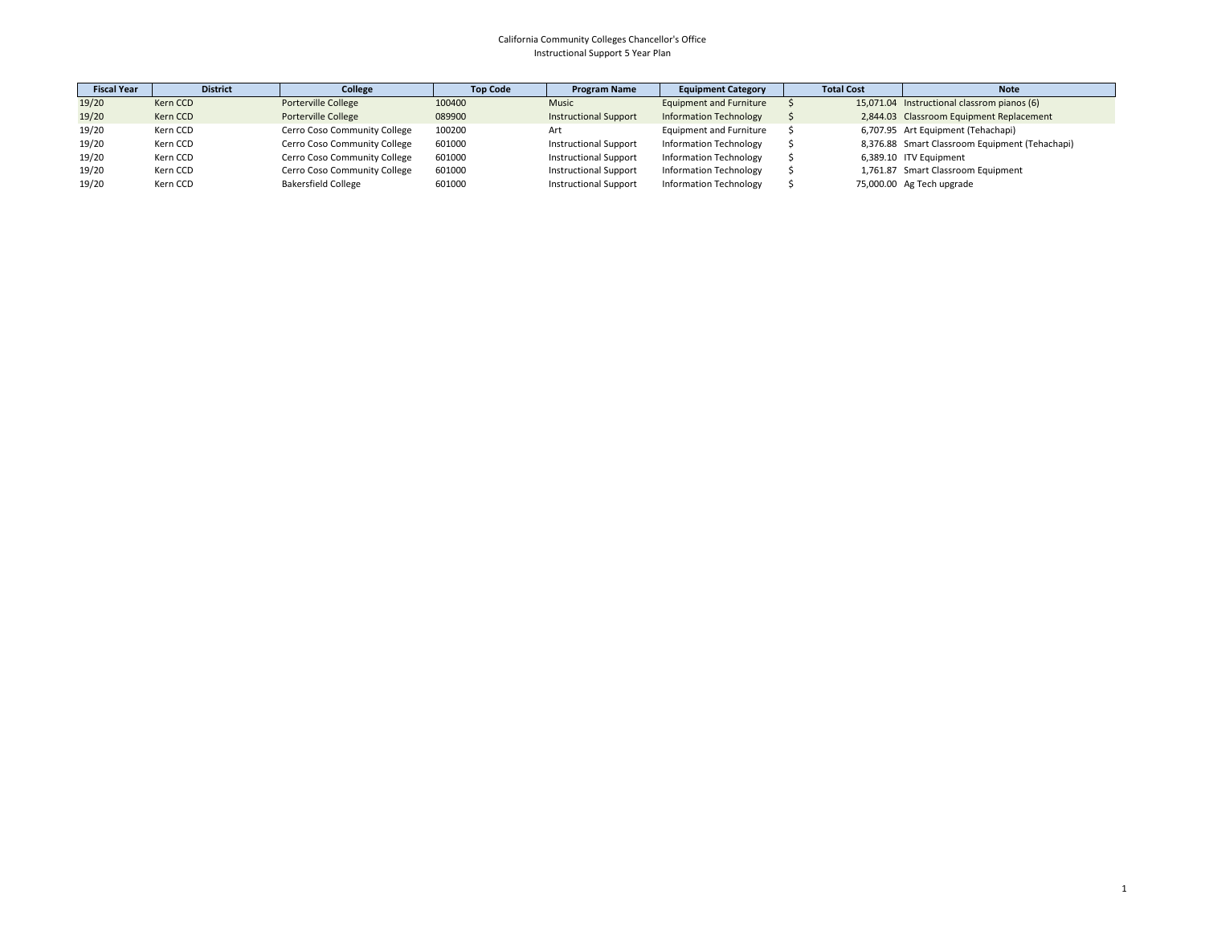California Community Colleges Chancellor's Office
Instructional Support 5 Year Plan

| Fiscal Year | District | College | Top Code | Program Name | Equipment Category | Total Cost | Note |
|---|---|---|---|---|---|---|---|
| 19/20 | Kern CCD | Porterville College | 100400 | Music | Equipment and Furniture | $ 15,071.04 | Instructional classrom pianos (6) |
| 19/20 | Kern CCD | Porterville College | 089900 | Instructional Support | Information Technology | $ 2,844.03 | Classroom Equipment Replacement |
| 19/20 | Kern CCD | Cerro Coso Community College | 100200 | Art | Equipment and Furniture | $ 6,707.95 | Art Equipment (Tehachapi) |
| 19/20 | Kern CCD | Cerro Coso Community College | 601000 | Instructional Support | Information Technology | $ 8,376.88 | Smart Classroom Equipment (Tehachapi) |
| 19/20 | Kern CCD | Cerro Coso Community College | 601000 | Instructional Support | Information Technology | $ 6,389.10 | ITV Equipment |
| 19/20 | Kern CCD | Cerro Coso Community College | 601000 | Instructional Support | Information Technology | $ 1,761.87 | Smart Classroom Equipment |
| 19/20 | Kern CCD | Bakersfield College | 601000 | Instructional Support | Information Technology | $ 75,000.00 | Ag Tech upgrade |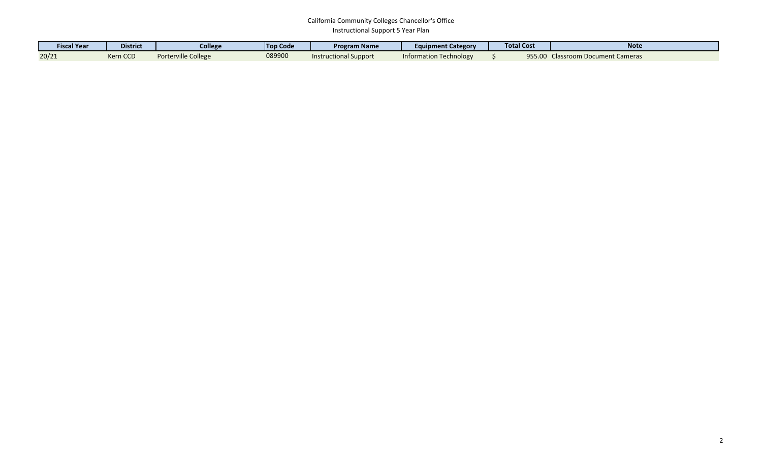California Community Colleges Chancellor's Office

Instructional Support 5 Year Plan

| Fiscal Year | District | College | Top Code | Program Name | Equipment Category | Total Cost | Note |
|---|---|---|---|---|---|---|---|
| 20/21 | Kern CCD | Porterville College | 089900 | Instructional Support | Information Technology | $ 955.00 | Classroom Document Cameras |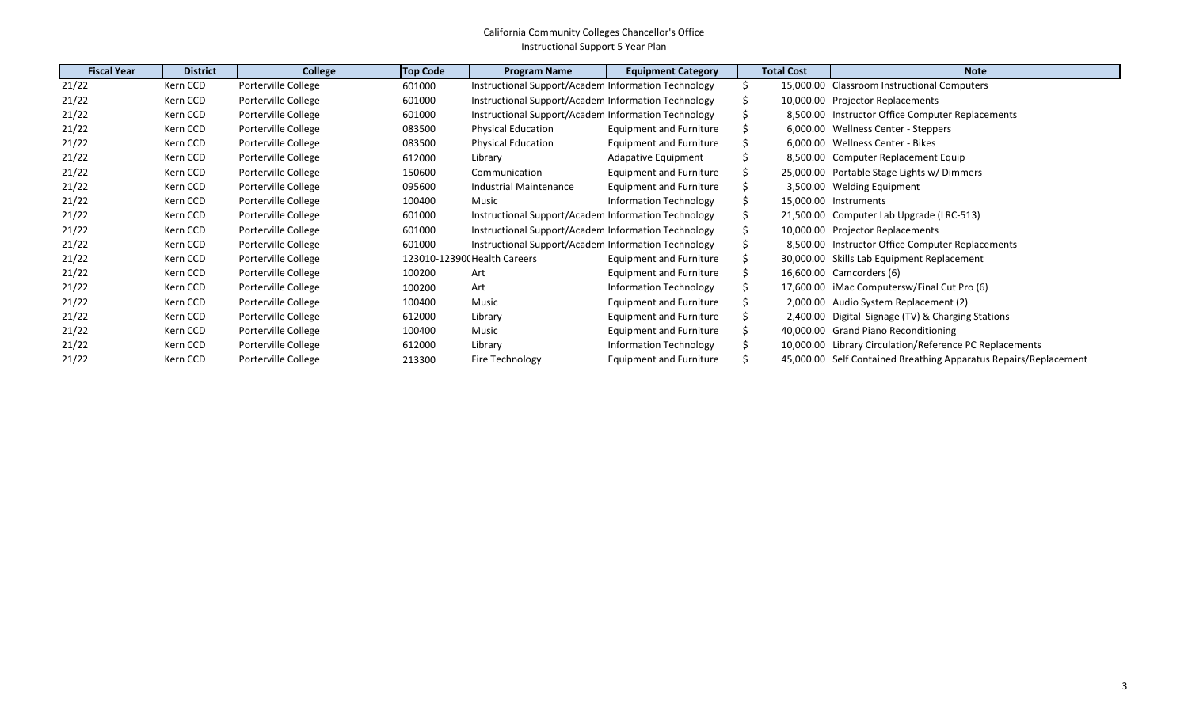California Community Colleges Chancellor's Office
Instructional Support 5 Year Plan

| Fiscal Year | District | College | Top Code | Program Name | Equipment Category | Total Cost | Note |
|---|---|---|---|---|---|---|---|
| 21/22 | Kern CCD | Porterville College | 601000 | Instructional Support/Academ | Information Technology | $ 15,000.00 | Classroom Instructional Computers |
| 21/22 | Kern CCD | Porterville College | 601000 | Instructional Support/Academ | Information Technology | $ 10,000.00 | Projector Replacements |
| 21/22 | Kern CCD | Porterville College | 601000 | Instructional Support/Academ | Information Technology | $ 8,500.00 | Instructor Office Computer Replacements |
| 21/22 | Kern CCD | Porterville College | 083500 | Physical Education | Equipment and Furniture | $ 6,000.00 | Wellness Center - Steppers |
| 21/22 | Kern CCD | Porterville College | 083500 | Physical Education | Equipment and Furniture | $ 6,000.00 | Wellness Center - Bikes |
| 21/22 | Kern CCD | Porterville College | 612000 | Library | Adapative Equipment | $ 8,500.00 | Computer Replacement Equip |
| 21/22 | Kern CCD | Porterville College | 150600 | Communication | Equipment and Furniture | $ 25,000.00 | Portable Stage Lights w/ Dimmers |
| 21/22 | Kern CCD | Porterville College | 095600 | Industrial Maintenance | Equipment and Furniture | $ 3,500.00 | Welding Equipment |
| 21/22 | Kern CCD | Porterville College | 100400 | Music | Information Technology | $ 15,000.00 | Instruments |
| 21/22 | Kern CCD | Porterville College | 601000 | Instructional Support/Academ | Information Technology | $ 21,500.00 | Computer Lab Upgrade (LRC-513) |
| 21/22 | Kern CCD | Porterville College | 601000 | Instructional Support/Academ | Information Technology | $ 10,000.00 | Projector Replacements |
| 21/22 | Kern CCD | Porterville College | 601000 | Instructional Support/Academ | Information Technology | $ 8,500.00 | Instructor Office Computer Replacements |
| 21/22 | Kern CCD | Porterville College | 123010-12390( | Health Careers | Equipment and Furniture | $ 30,000.00 | Skills Lab Equipment Replacement |
| 21/22 | Kern CCD | Porterville College | 100200 | Art | Equipment and Furniture | $ 16,600.00 | Camcorders (6) |
| 21/22 | Kern CCD | Porterville College | 100200 | Art | Information Technology | $ 17,600.00 | iMac Computersw/Final Cut Pro (6) |
| 21/22 | Kern CCD | Porterville College | 100400 | Music | Equipment and Furniture | $ 2,000.00 | Audio System Replacement (2) |
| 21/22 | Kern CCD | Porterville College | 612000 | Library | Equipment and Furniture | $ 2,400.00 | Digital Signage (TV) & Charging Stations |
| 21/22 | Kern CCD | Porterville College | 100400 | Music | Equipment and Furniture | $ 40,000.00 | Grand Piano Reconditioning |
| 21/22 | Kern CCD | Porterville College | 612000 | Library | Information Technology | $ 10,000.00 | Library Circulation/Reference PC Replacements |
| 21/22 | Kern CCD | Porterville College | 213300 | Fire Technology | Equipment and Furniture | $ 45,000.00 | Self Contained Breathing Apparatus Repairs/Replacement |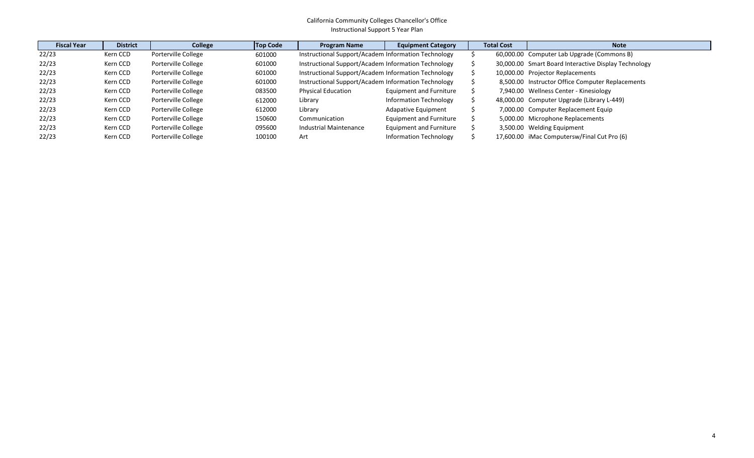California Community Colleges Chancellor's Office
Instructional Support 5 Year Plan

| Fiscal Year | District | College | Top Code | Program Name | Equipment Category | Total Cost | Note |
|---|---|---|---|---|---|---|---|
| 22/23 | Kern CCD | Porterville College | 601000 | Instructional Support/Academ | Information Technology | $ 60,000.00 | Computer Lab Upgrade (Commons B) |
| 22/23 | Kern CCD | Porterville College | 601000 | Instructional Support/Academ | Information Technology | $ 30,000.00 | Smart Board Interactive Display Technology |
| 22/23 | Kern CCD | Porterville College | 601000 | Instructional Support/Academ | Information Technology | $ 10,000.00 | Projector Replacements |
| 22/23 | Kern CCD | Porterville College | 601000 | Instructional Support/Academ | Information Technology | $ 8,500.00 | Instructor Office Computer Replacements |
| 22/23 | Kern CCD | Porterville College | 083500 | Physical Education | Equipment and Furniture | $ 7,940.00 | Wellness Center - Kinesiology |
| 22/23 | Kern CCD | Porterville College | 612000 | Library | Information Technology | $ 48,000.00 | Computer Upgrade (Library L-449) |
| 22/23 | Kern CCD | Porterville College | 612000 | Library | Adapative Equipment | $ 7,000.00 | Computer Replacement Equip |
| 22/23 | Kern CCD | Porterville College | 150600 | Communication | Equipment and Furniture | $ 5,000.00 | Microphone Replacements |
| 22/23 | Kern CCD | Porterville College | 095600 | Industrial Maintenance | Equipment and Furniture | $ 3,500.00 | Welding Equipment |
| 22/23 | Kern CCD | Porterville College | 100100 | Art | Information Technology | $ 17,600.00 | iMac Computersw/Final Cut Pro (6) |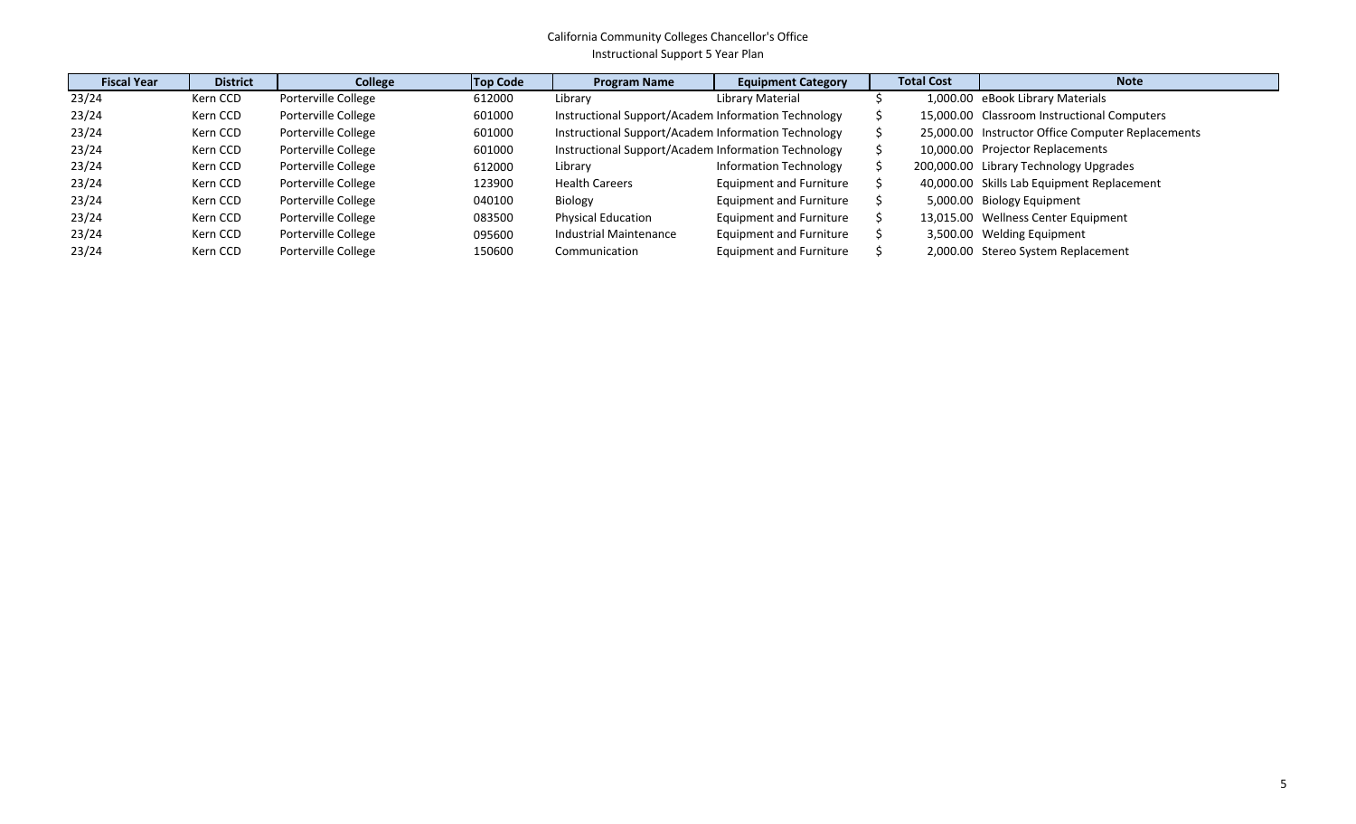California Community Colleges Chancellor's Office

Instructional Support 5 Year Plan

| Fiscal Year | District | College | Top Code | Program Name | Equipment Category | Total Cost | Note |
|---|---|---|---|---|---|---|---|
| 23/24 | Kern CCD | Porterville College | 612000 | Library | Library Material | $ 1,000.00 | eBook Library Materials |
| 23/24 | Kern CCD | Porterville College | 601000 | Instructional Support/Academ | Information Technology | $ 15,000.00 | Classroom Instructional Computers |
| 23/24 | Kern CCD | Porterville College | 601000 | Instructional Support/Academ | Information Technology | $ 25,000.00 | Instructor Office Computer Replacements |
| 23/24 | Kern CCD | Porterville College | 601000 | Instructional Support/Academ | Information Technology | $ 10,000.00 | Projector Replacements |
| 23/24 | Kern CCD | Porterville College | 612000 | Library | Information Technology | $ 200,000.00 | Library Technology Upgrades |
| 23/24 | Kern CCD | Porterville College | 123900 | Health Careers | Equipment and Furniture | $ 40,000.00 | Skills Lab Equipment Replacement |
| 23/24 | Kern CCD | Porterville College | 040100 | Biology | Equipment and Furniture | $ 5,000.00 | Biology Equipment |
| 23/24 | Kern CCD | Porterville College | 083500 | Physical Education | Equipment and Furniture | $ 13,015.00 | Wellness Center Equipment |
| 23/24 | Kern CCD | Porterville College | 095600 | Industrial Maintenance | Equipment and Furniture | $ 3,500.00 | Welding Equipment |
| 23/24 | Kern CCD | Porterville College | 150600 | Communication | Equipment and Furniture | $ 2,000.00 | Stereo System Replacement |